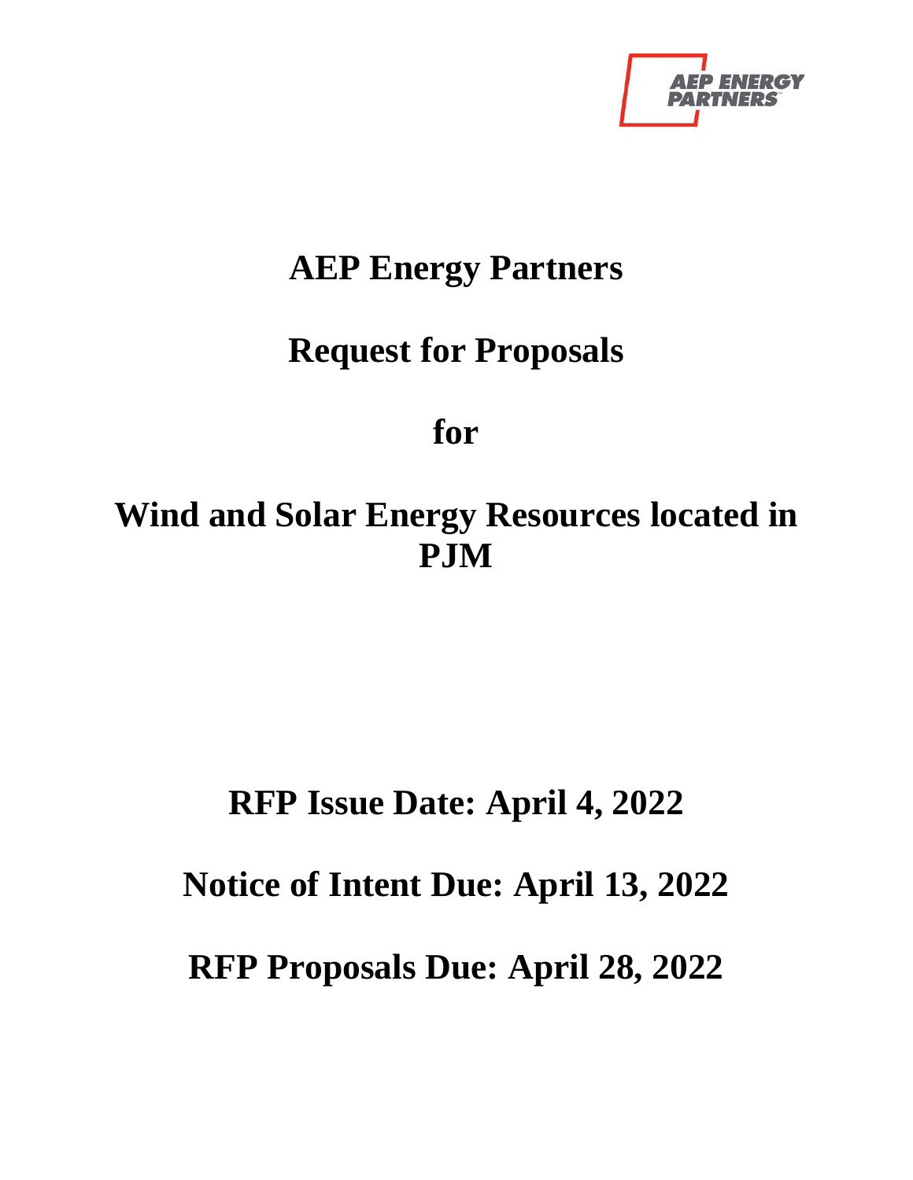# AEP Energy Partners

# Request for Proposals

# for

# Wind and Solar Energy Resources located in PJM

## RFP Issue Date: April 4, 2022

## Notice of Intent Due: April 13, 2022

## RFP Proposals Due: April 28, 2022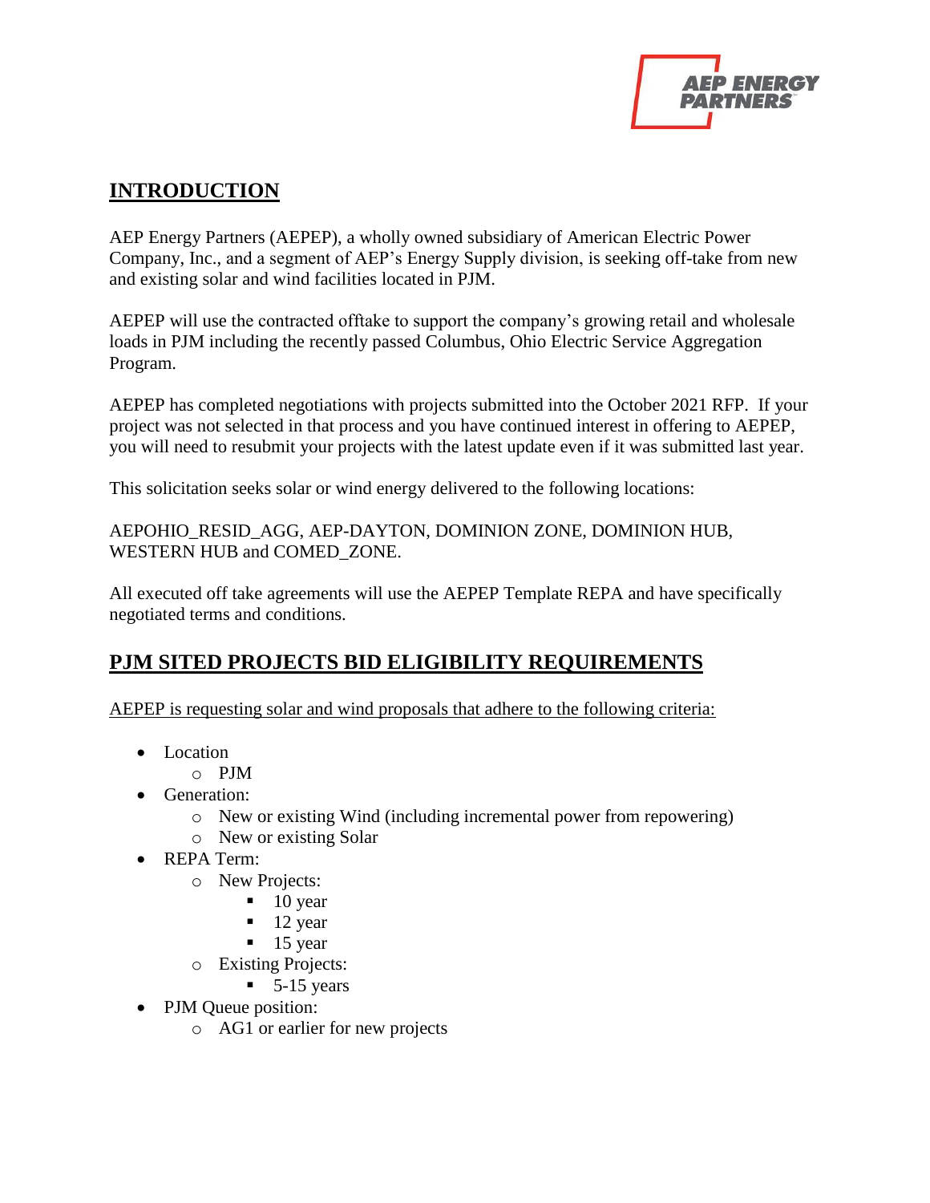## INTRODUCTION

AEP Energy Partners (AEPEP), a wholly owned subsidiary of American Electric Power Company, Inc., and a segment of AEP's Energy Supply division, is seeking off-take from new and existing solar and wind facilities located in PJM.

AEPEP will use the contracted offtake to support the company's growing retail and wholesale loads in PJM including the recently passed Columbus, Ohio Electric Service Aggregation Program.

AEPEP has completed negotiations with projects submitted into the October 2021 RFP. If your project was not selected in that process and you have continued interest in offering to AEPEP, you will need to resubmit your projects with the latest update even if it was submitted last year.

This solicitation seeks solar or wind energy delivered to the following locations:

AEPOHIO_RESID_AGG, AEP-DAYTON, DOMINION ZONE, DOMINION HUB, WESTERN HUB and COMED_ZONE.

All executed off take agreements will use the AEPEP Template REPA and have specifically negotiated terms and conditions.

## PJM SITED PROJECTS BID ELIGIBILITY REQUIREMENTS

AEPEP is requesting solar and wind proposals that adhere to the following criteria:

- Location
  - PJM
- Generation:
  - New or existing Wind (including incremental power from repowering)
  - New or existing Solar
- REPA Term:
  - New Projects:
    - 10 year
    - 12 year
    - 15 year
  - Existing Projects:
    - 5-15 years
- PJM Queue position:
  - AG1 or earlier for new projects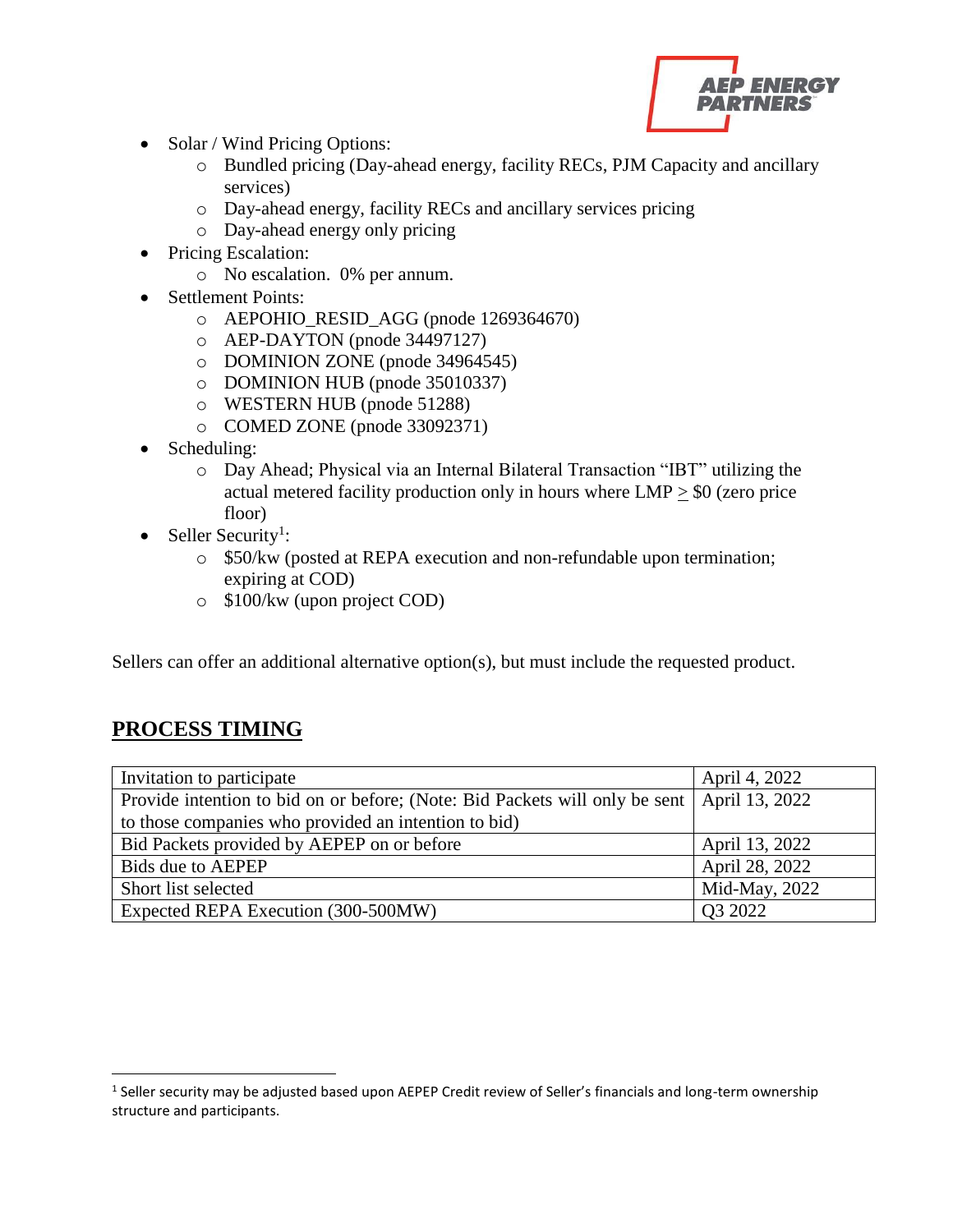- Solar / Wind Pricing Options:
  - Bundled pricing (Day-ahead energy, facility RECs, PJM Capacity and ancillary services)
  - Day-ahead energy, facility RECs and ancillary services pricing
  - Day-ahead energy only pricing
- Pricing Escalation:
  - No escalation. 0% per annum.
- Settlement Points:
  - AEPOHIO_RESID_AGG (pnode 1269364670)
  - AEP-DAYTON (pnode 34497127)
  - DOMINION ZONE (pnode 34964545)
  - DOMINION HUB (pnode 35010337)
  - WESTERN HUB (pnode 51288)
  - COMED ZONE (pnode 33092371)
- Scheduling:
  - Day Ahead; Physical via an Internal Bilateral Transaction "IBT" utilizing the actual metered facility production only in hours where LMP $\geq$ \$0 (zero price floor)
- Seller Security[1]:
  - \$50/kw (posted at REPA execution and non-refundable upon termination; expiring at COD)
  - \$100/kw (upon project COD)

Sellers can offer an additional alternative option(s), but must include the requested product.

## PROCESS TIMING

| Invitation to participate | April 4, 2022 |
|---|---|
| Provide intention to bid on or before; (Note: Bid Packets will only be sent to those companies who provided an intention to bid) | April 13, 2022 |
| Bid Packets provided by AEPEP on or before | April 13, 2022 |
| Bids due to AEPEP | April 28, 2022 |
| Short list selected | Mid-May, 2022 |
| Expected REPA Execution (300-500MW) | Q3 2022 |

[1] Seller security may be adjusted based upon AEPEP Credit review of Seller's financials and long-term ownership structure and participants.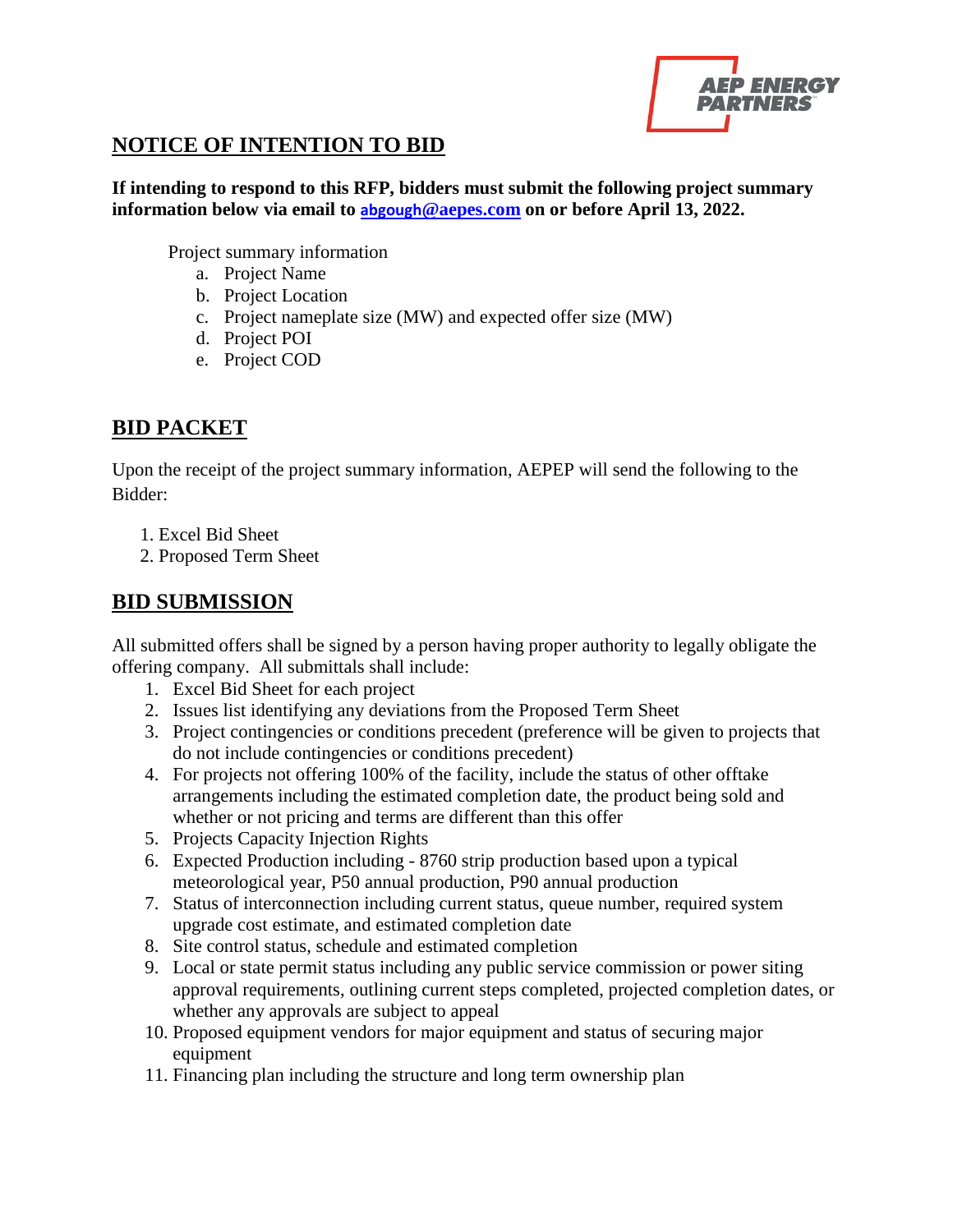## NOTICE OF INTENTION TO BID

**If intending to respond to this RFP, bidders must submit the following project summary information below via email to abgough@aepes.com on or before April 13, 2022.**

Project summary information

a. Project Name
b. Project Location
c. Project nameplate size (MW) and expected offer size (MW)
d. Project POI
e. Project COD

## BID PACKET

Upon the receipt of the project summary information, AEPEP will send the following to the Bidder:

1. Excel Bid Sheet
2. Proposed Term Sheet

## BID SUBMISSION

All submitted offers shall be signed by a person having proper authority to legally obligate the offering company. All submittals shall include:

1. Excel Bid Sheet for each project
2. Issues list identifying any deviations from the Proposed Term Sheet
3. Project contingencies or conditions precedent (preference will be given to projects that do not include contingencies or conditions precedent)
4. For projects not offering 100% of the facility, include the status of other offtake arrangements including the estimated completion date, the product being sold and whether or not pricing and terms are different than this offer
5. Projects Capacity Injection Rights
6. Expected Production including - 8760 strip production based upon a typical meteorological year, P50 annual production, P90 annual production
7. Status of interconnection including current status, queue number, required system upgrade cost estimate, and estimated completion date
8. Site control status, schedule and estimated completion
9. Local or state permit status including any public service commission or power siting approval requirements, outlining current steps completed, projected completion dates, or whether any approvals are subject to appeal
10. Proposed equipment vendors for major equipment and status of securing major equipment
11. Financing plan including the structure and long term ownership plan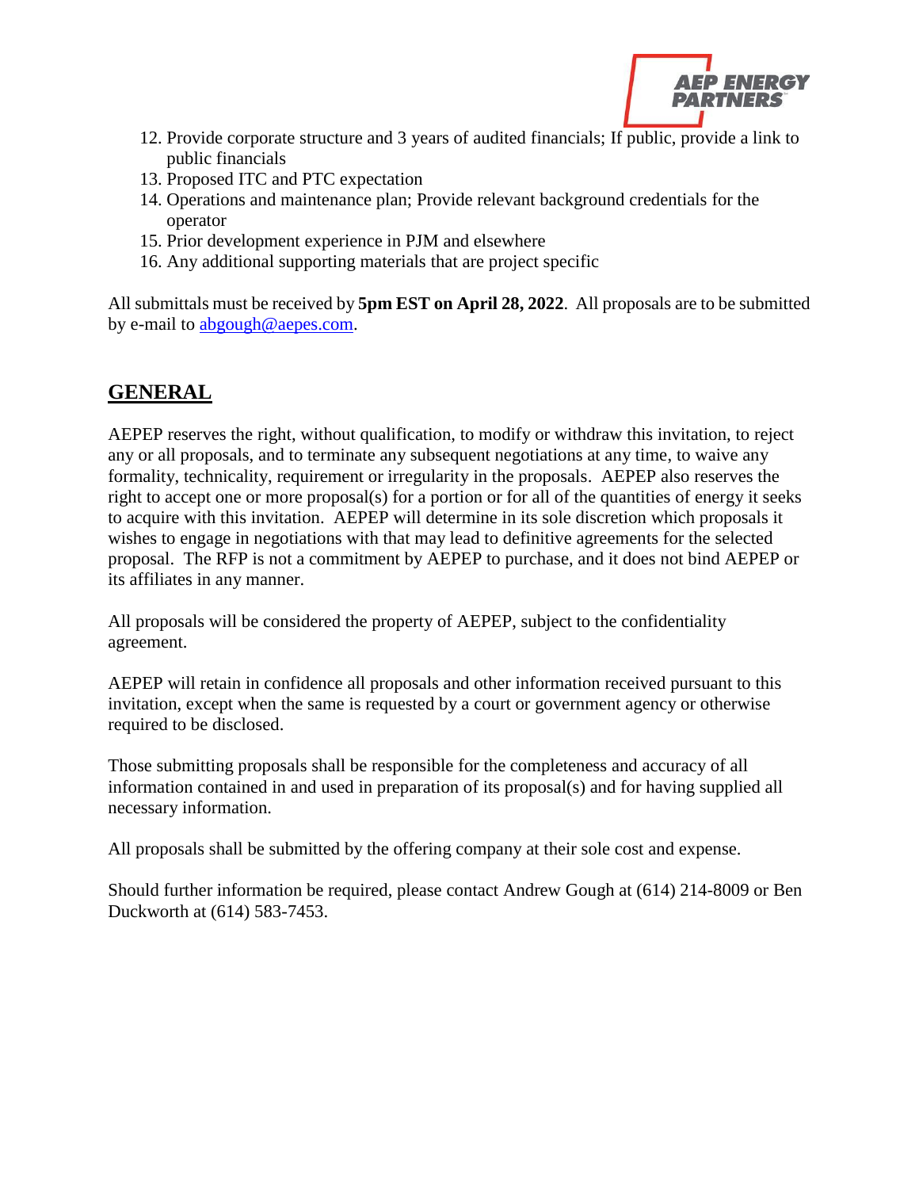12. Provide corporate structure and 3 years of audited financials; If public, provide a link to public financials
13. Proposed ITC and PTC expectation
14. Operations and maintenance plan; Provide relevant background credentials for the operator
15. Prior development experience in PJM and elsewhere
16. Any additional supporting materials that are project specific

All submittals must be received by **5pm EST on April 28, 2022**. All proposals are to be submitted by e-mail to abgough@aepes.com.

## GENERAL

AEPEP reserves the right, without qualification, to modify or withdraw this invitation, to reject any or all proposals, and to terminate any subsequent negotiations at any time, to waive any formality, technicality, requirement or irregularity in the proposals. AEPEP also reserves the right to accept one or more proposal(s) for a portion or for all of the quantities of energy it seeks to acquire with this invitation. AEPEP will determine in its sole discretion which proposals it wishes to engage in negotiations with that may lead to definitive agreements for the selected proposal. The RFP is not a commitment by AEPEP to purchase, and it does not bind AEPEP or its affiliates in any manner.

All proposals will be considered the property of AEPEP, subject to the confidentiality agreement.

AEPEP will retain in confidence all proposals and other information received pursuant to this invitation, except when the same is requested by a court or government agency or otherwise required to be disclosed.

Those submitting proposals shall be responsible for the completeness and accuracy of all information contained in and used in preparation of its proposal(s) and for having supplied all necessary information.

All proposals shall be submitted by the offering company at their sole cost and expense.

Should further information be required, please contact Andrew Gough at (614) 214-8009 or Ben Duckworth at (614) 583-7453.